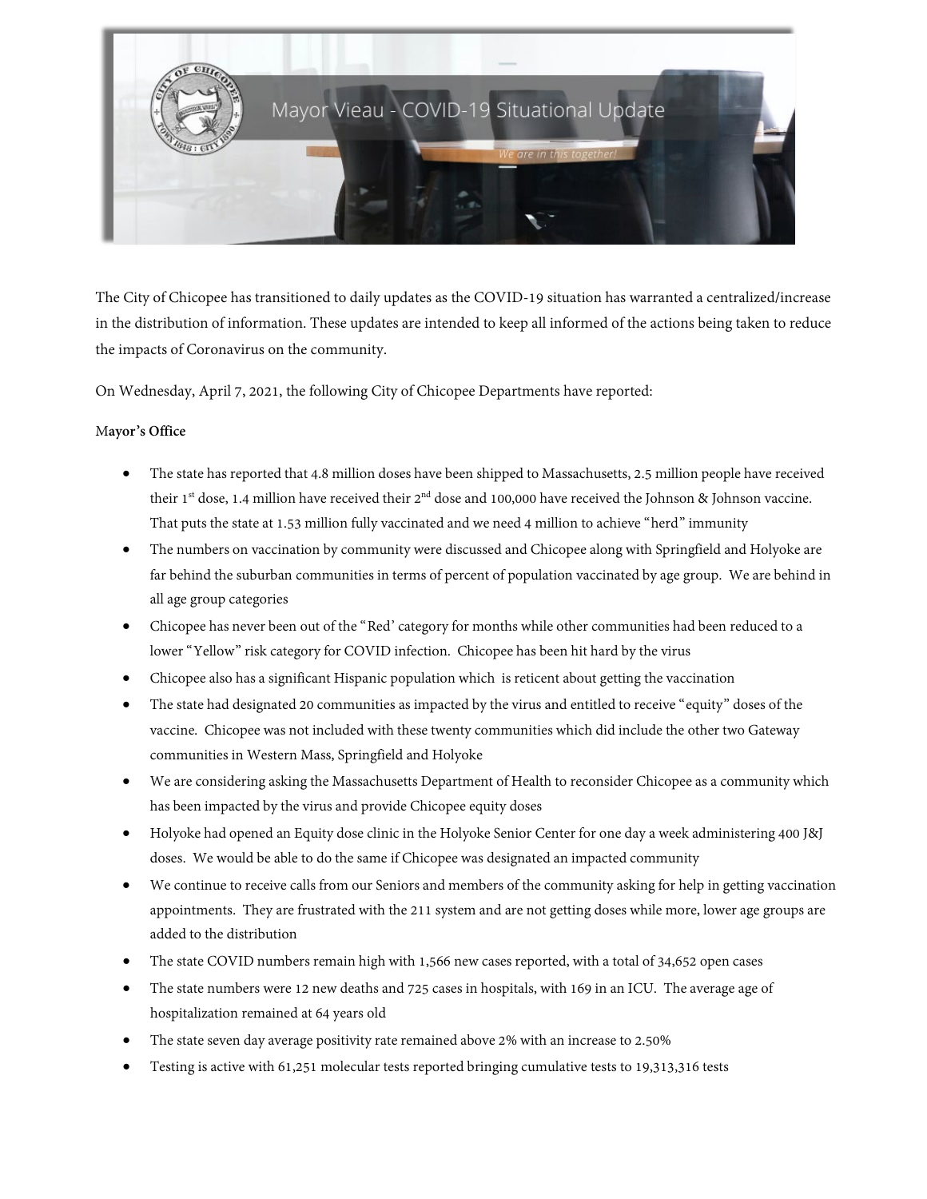# Mayor Vieau - COVID-19 Situational Update

*We are in this together!*

The City of Chicopee has transitioned to daily updates as the COVID-19 situation has warranted a centralized/increase in the distribution of information. These updates are intended to keep all informed of the actions being taken to reduce the impacts of Coronavirus on the community.

On Wednesday, April 7, 2021, the following City of Chicopee Departments have reported:

**Mayor's Office**

- The state has reported that 4.8 million doses have been shipped to Massachusetts, 2.5 million people have received their 1st dose, 1.4 million have received their 2nd dose and 100,000 have received the Johnson & Johnson vaccine. That puts the state at 1.53 million fully vaccinated and we need 4 million to achieve "herd" immunity
- The numbers on vaccination by community were discussed and Chicopee along with Springfield and Holyoke are far behind the suburban communities in terms of percent of population vaccinated by age group. We are behind in all age group categories
- Chicopee has never been out of the "Red' category for months while other communities had been reduced to a lower "Yellow" risk category for COVID infection. Chicopee has been hit hard by the virus
- Chicopee also has a significant Hispanic population which is reticent about getting the vaccination
- The state had designated 20 communities as impacted by the virus and entitled to receive "equity" doses of the vaccine. Chicopee was not included with these twenty communities which did include the other two Gateway communities in Western Mass, Springfield and Holyoke
- We are considering asking the Massachusetts Department of Health to reconsider Chicopee as a community which has been impacted by the virus and provide Chicopee equity doses
- Holyoke had opened an Equity dose clinic in the Holyoke Senior Center for one day a week administering 400 J&J doses. We would be able to do the same if Chicopee was designated an impacted community
- We continue to receive calls from our Seniors and members of the community asking for help in getting vaccination appointments. They are frustrated with the 211 system and are not getting doses while more, lower age groups are added to the distribution
- The state COVID numbers remain high with 1,566 new cases reported, with a total of 34,652 open cases
- The state numbers were 12 new deaths and 725 cases in hospitals, with 169 in an ICU. The average age of hospitalization remained at 64 years old
- The state seven day average positivity rate remained above 2% with an increase to 2.50%
- Testing is active with 61,251 molecular tests reported bringing cumulative tests to 19,313,316 tests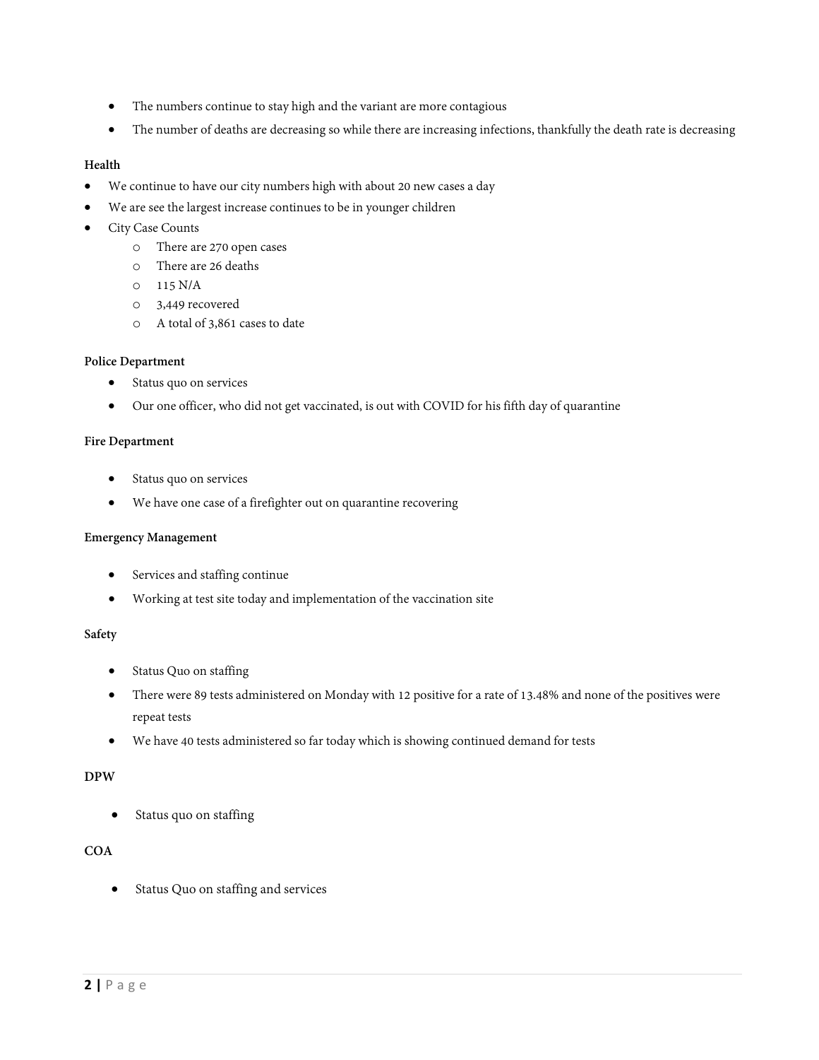- The numbers continue to stay high and the variant are more contagious
- The number of deaths are decreasing so while there are increasing infections, thankfully the death rate is decreasing

**Health**

- We continue to have our city numbers high with about 20 new cases a day
- We are see the largest increase continues to be in younger children
- City Case Counts
  - There are 270 open cases
  - There are 26 deaths
  - 115 N/A
  - 3,449 recovered
  - A total of 3,861 cases to date

**Police Department**

- Status quo on services
- Our one officer, who did not get vaccinated, is out with COVID for his fifth day of quarantine

**Fire Department**

- Status quo on services
- We have one case of a firefighter out on quarantine recovering

**Emergency Management**

- Services and staffing continue
- Working at test site today and implementation of the vaccination site

**Safety**

- Status Quo on staffing
- There were 89 tests administered on Monday with 12 positive for a rate of 13.48% and none of the positives were repeat tests
- We have 40 tests administered so far today which is showing continued demand for tests

**DPW**

- Status quo on staffing

**COA**

- Status Quo on staffing and services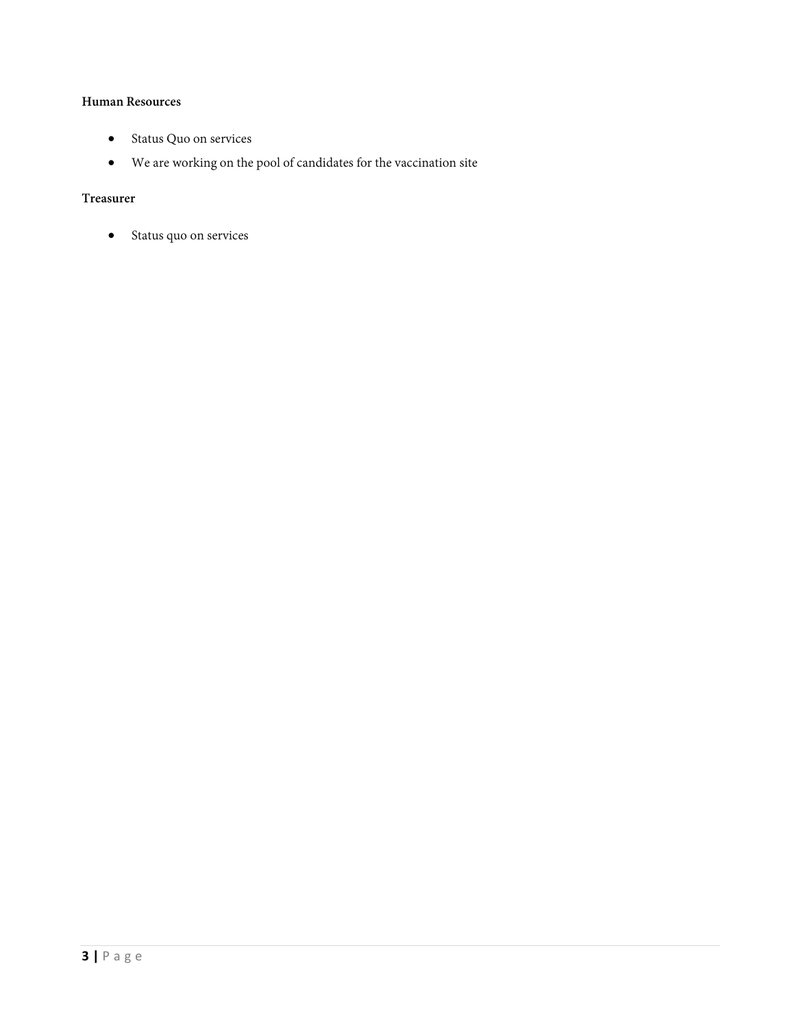**Human Resources**

- Status Quo on services
- We are working on the pool of candidates for the vaccination site

**Treasurer**

- Status quo on services